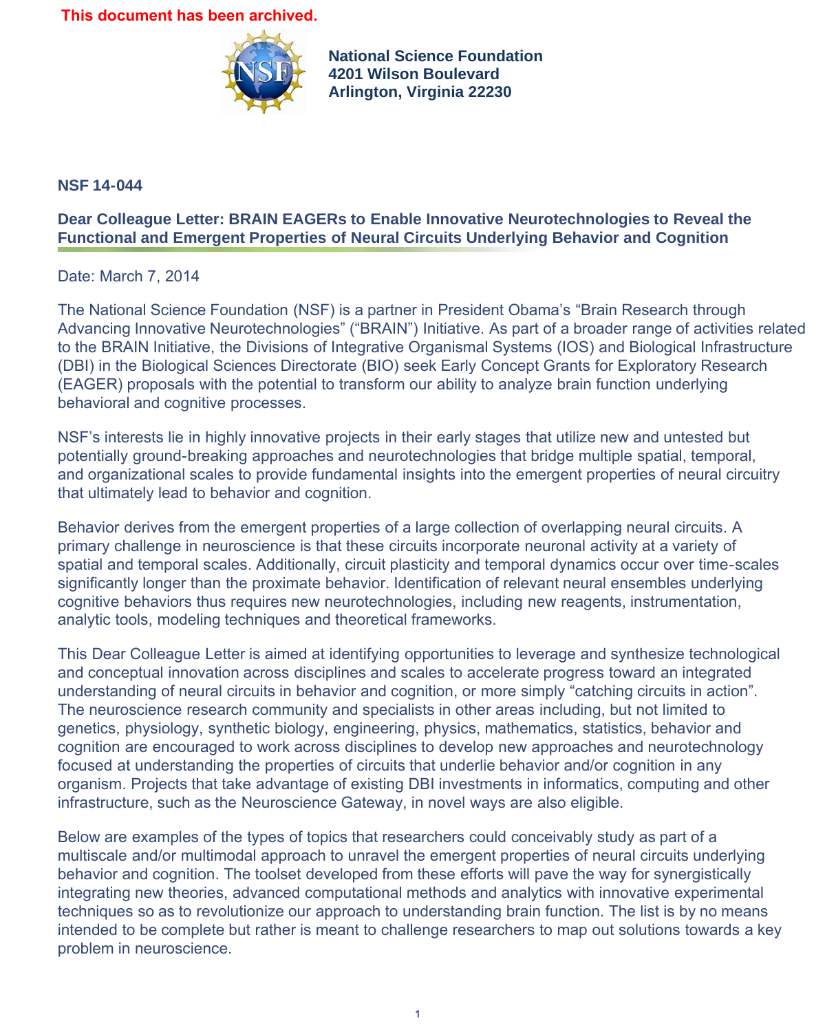**This document has been archived.**

**National Science Foundation**
**4201 Wilson Boulevard**
**Arlington, Virginia 22230**

**NSF 14-044**

## Dear Colleague Letter: BRAIN EAGERs to Enable Innovative Neurotechnologies to Reveal the Functional and Emergent Properties of Neural Circuits Underlying Behavior and Cognition

Date: March 7, 2014

The National Science Foundation (NSF) is a partner in President Obama's "Brain Research through Advancing Innovative Neurotechnologies" ("BRAIN") Initiative. As part of a broader range of activities related to the BRAIN Initiative, the Divisions of Integrative Organismal Systems (IOS) and Biological Infrastructure (DBI) in the Biological Sciences Directorate (BIO) seek Early Concept Grants for Exploratory Research (EAGER) proposals with the potential to transform our ability to analyze brain function underlying behavioral and cognitive processes.

NSF's interests lie in highly innovative projects in their early stages that utilize new and untested but potentially ground-breaking approaches and neurotechnologies that bridge multiple spatial, temporal, and organizational scales to provide fundamental insights into the emergent properties of neural circuitry that ultimately lead to behavior and cognition.

Behavior derives from the emergent properties of a large collection of overlapping neural circuits. A primary challenge in neuroscience is that these circuits incorporate neuronal activity at a variety of spatial and temporal scales. Additionally, circuit plasticity and temporal dynamics occur over time-scales significantly longer than the proximate behavior. Identification of relevant neural ensembles underlying cognitive behaviors thus requires new neurotechnologies, including new reagents, instrumentation, analytic tools, modeling techniques and theoretical frameworks.

This Dear Colleague Letter is aimed at identifying opportunities to leverage and synthesize technological and conceptual innovation across disciplines and scales to accelerate progress toward an integrated understanding of neural circuits in behavior and cognition, or more simply "catching circuits in action". The neuroscience research community and specialists in other areas including, but not limited to genetics, physiology, synthetic biology, engineering, physics, mathematics, statistics, behavior and cognition are encouraged to work across disciplines to develop new approaches and neurotechnology focused at understanding the properties of circuits that underlie behavior and/or cognition in any organism. Projects that take advantage of existing DBI investments in informatics, computing and other infrastructure, such as the Neuroscience Gateway, in novel ways are also eligible.

Below are examples of the types of topics that researchers could conceivably study as part of a multiscale and/or multimodal approach to unravel the emergent properties of neural circuits underlying behavior and cognition. The toolset developed from these efforts will pave the way for synergistically integrating new theories, advanced computational methods and analytics with innovative experimental techniques so as to revolutionize our approach to understanding brain function. The list is by no means intended to be complete but rather is meant to challenge researchers to map out solutions towards a key problem in neuroscience.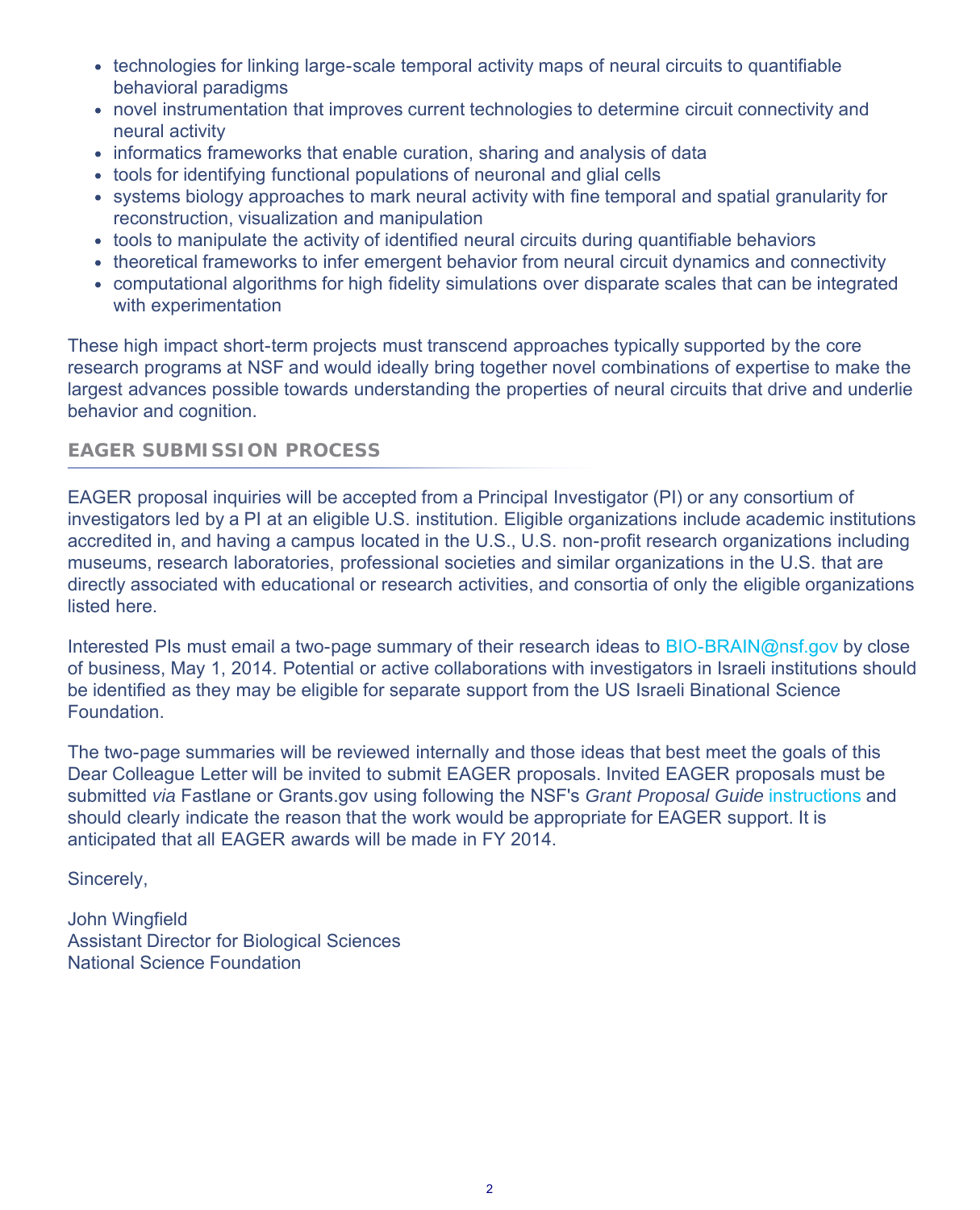- technologies for linking large-scale temporal activity maps of neural circuits to quantifiable behavioral paradigms
- novel instrumentation that improves current technologies to determine circuit connectivity and neural activity
- informatics frameworks that enable curation, sharing and analysis of data
- tools for identifying functional populations of neuronal and glial cells
- systems biology approaches to mark neural activity with fine temporal and spatial granularity for reconstruction, visualization and manipulation
- tools to manipulate the activity of identified neural circuits during quantifiable behaviors
- theoretical frameworks to infer emergent behavior from neural circuit dynamics and connectivity
- computational algorithms for high fidelity simulations over disparate scales that can be integrated with experimentation

These high impact short-term projects must transcend approaches typically supported by the core research programs at NSF and would ideally bring together novel combinations of expertise to make the largest advances possible towards understanding the properties of neural circuits that drive and underlie behavior and cognition.

## EAGER SUBMISSION PROCESS

EAGER proposal inquiries will be accepted from a Principal Investigator (PI) or any consortium of investigators led by a PI at an eligible U.S. institution. Eligible organizations include academic institutions accredited in, and having a campus located in the U.S., U.S. non-profit research organizations including museums, research laboratories, professional societies and similar organizations in the U.S. that are directly associated with educational or research activities, and consortia of only the eligible organizations listed here.

Interested PIs must email a two-page summary of their research ideas to BIO-BRAIN@nsf.gov by close of business, May 1, 2014. Potential or active collaborations with investigators in Israeli institutions should be identified as they may be eligible for separate support from the US Israeli Binational Science Foundation.

The two-page summaries will be reviewed internally and those ideas that best meet the goals of this Dear Colleague Letter will be invited to submit EAGER proposals. Invited EAGER proposals must be submitted *via* Fastlane or Grants.gov using following the NSF's *Grant Proposal Guide* instructions and should clearly indicate the reason that the work would be appropriate for EAGER support. It is anticipated that all EAGER awards will be made in FY 2014.

Sincerely,

John Wingfield
Assistant Director for Biological Sciences
National Science Foundation